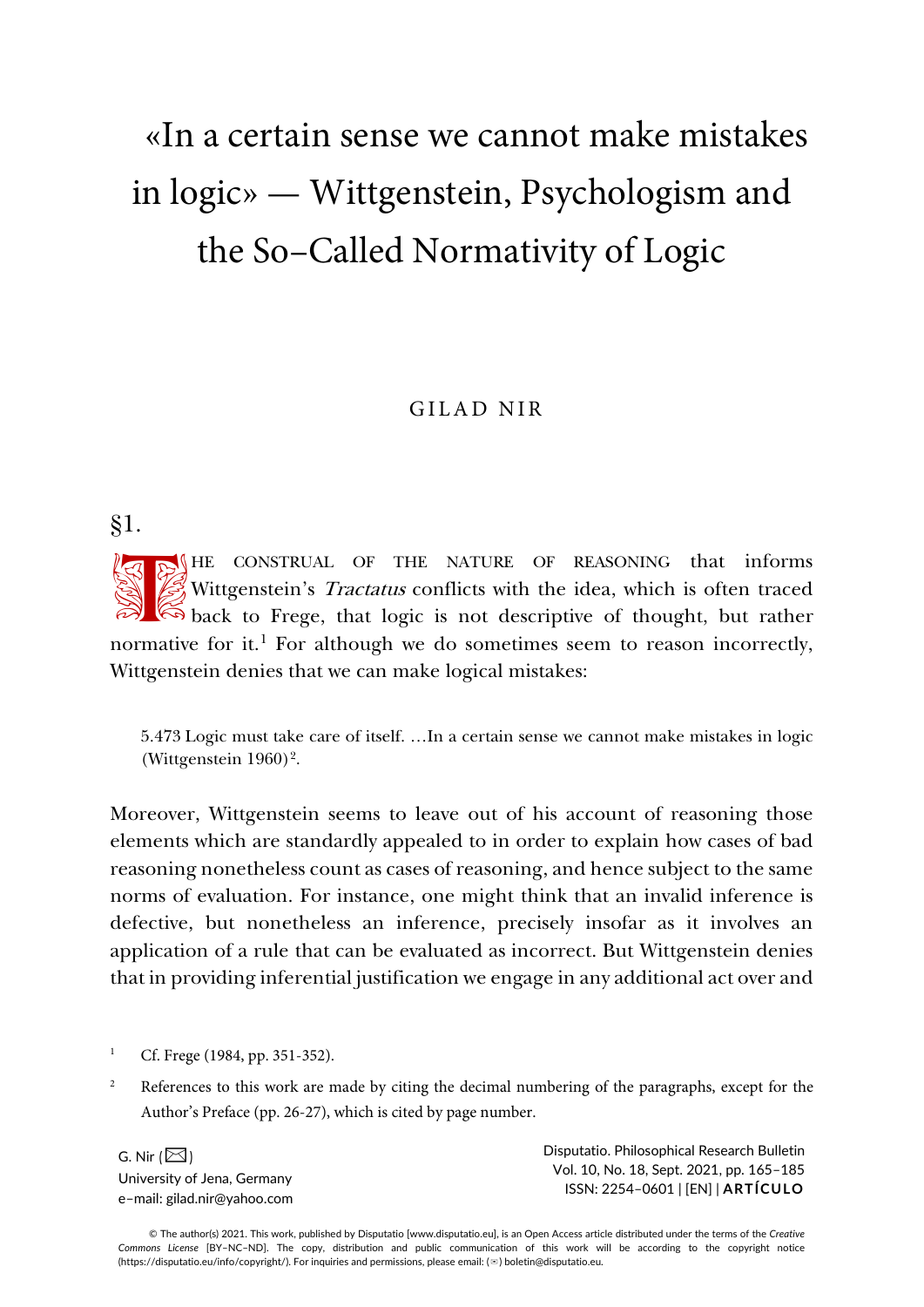# «In a certain sense we cannot make mistakes in logic» — Wittgenstein, Psychologism and the So-Called Normativity of Logic

GILAD NIR

## §1.

THE CONSTRUAL OF THE NATURE OF REASONING that informs Wittgenstein's *Tractatus* conflicts with the idea, which is often traced back to Frege, that logic is not descriptive of thought, but rather normative for it.[1] For although we do sometimes seem to reason incorrectly, Wittgenstein denies that we can make logical mistakes:

> 5.473 Logic must take care of itself. …In a certain sense we cannot make mistakes in logic (Wittgenstein 1960)[2].

Moreover, Wittgenstein seems to leave out of his account of reasoning those elements which are standardly appealed to in order to explain how cases of bad reasoning nonetheless count as cases of reasoning, and hence subject to the same norms of evaluation. For instance, one might think that an invalid inference is defective, but nonetheless an inference, precisely insofar as it involves an application of a rule that can be evaluated as incorrect. But Wittgenstein denies that in providing inferential justification we engage in any additional act over and

---

[1] Cf. Frege (1984, pp. 351-352).

[2] References to this work are made by citing the decimal numbering of the paragraphs, except for the Author's Preface (pp. 26-27), which is cited by page number.

G. Nir
University of Jena, Germany
e–mail: gilad.nir@yahoo.com

Disputatio. Philosophical Research Bulletin
Vol. 10, No. 18, Sept. 2021, pp. 165–185
ISSN: 2254–0601 | [EN] | **ARTÍCULO**

© The author(s) 2021. This work, published by Disputatio [www.disputatio.eu], is an Open Access article distributed under the terms of the *Creative Commons License* [BY–NC–ND]. The copy, distribution and public communication of this work will be according to the copyright notice (https://disputatio.eu/info/copyright/). For inquiries and permissions, please email: boletin@disputatio.eu.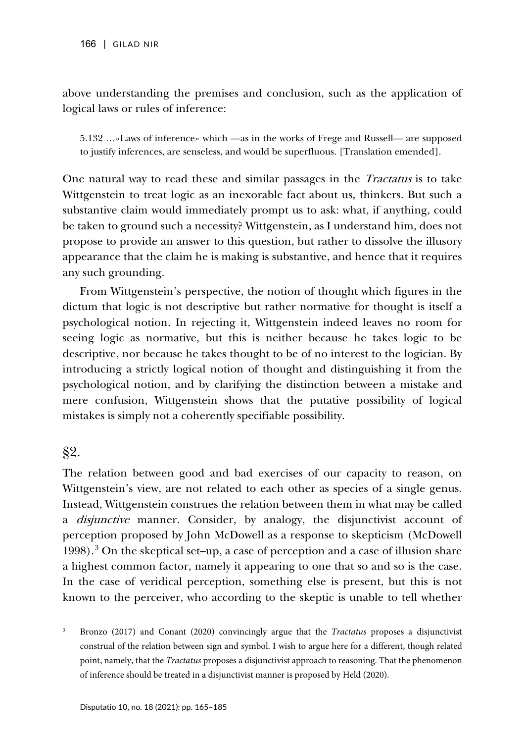above understanding the premises and conclusion, such as the application of logical laws or rules of inference:

> 5.132 …«Laws of inference» which —as in the works of Frege and Russell— are supposed to justify inferences, are senseless, and would be superfluous. [Translation emended].

One natural way to read these and similar passages in the *Tractatus* is to take Wittgenstein to treat logic as an inexorable fact about us, thinkers. But such a substantive claim would immediately prompt us to ask: what, if anything, could be taken to ground such a necessity? Wittgenstein, as I understand him, does not propose to provide an answer to this question, but rather to dissolve the illusory appearance that the claim he is making is substantive, and hence that it requires any such grounding.

From Wittgenstein's perspective, the notion of thought which figures in the dictum that logic is not descriptive but rather normative for thought is itself a psychological notion. In rejecting it, Wittgenstein indeed leaves no room for seeing logic as normative, but this is neither because he takes logic to be descriptive, nor because he takes thought to be of no interest to the logician. By introducing a strictly logical notion of thought and distinguishing it from the psychological notion, and by clarifying the distinction between a mistake and mere confusion, Wittgenstein shows that the putative possibility of logical mistakes is simply not a coherently specifiable possibility.

## §2.

The relation between good and bad exercises of our capacity to reason, on Wittgenstein's view, are not related to each other as species of a single genus. Instead, Wittgenstein construes the relation between them in what may be called a *disjunctive* manner. Consider, by analogy, the disjunctivist account of perception proposed by John McDowell as a response to skepticism (McDowell 1998).[3] On the skeptical set–up, a case of perception and a case of illusion share a highest common factor, namely it appearing to one that so and so is the case. In the case of veridical perception, something else is present, but this is not known to the perceiver, who according to the skeptic is unable to tell whether

[3] Bronzo (2017) and Conant (2020) convincingly argue that the *Tractatus* proposes a disjunctivist construal of the relation between sign and symbol. I wish to argue here for a different, though related point, namely, that the *Tractatus* proposes a disjunctivist approach to reasoning. That the phenomenon of inference should be treated in a disjunctivist manner is proposed by Held (2020).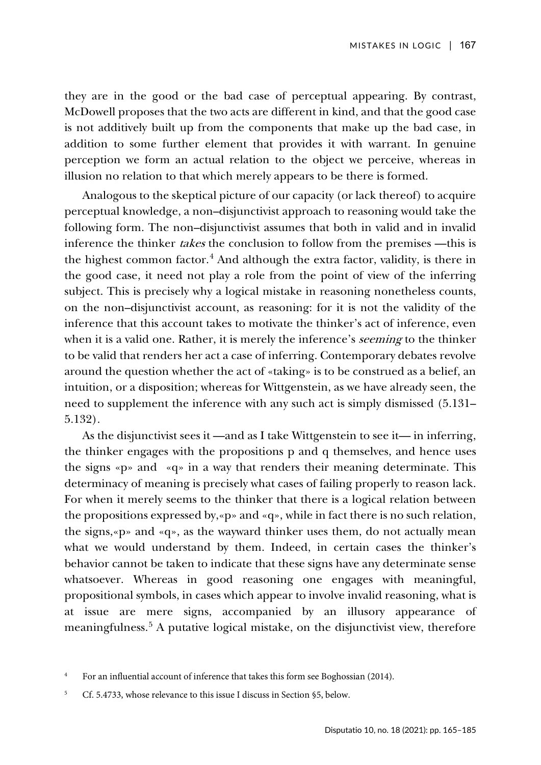they are in the good or the bad case of perceptual appearing. By contrast, McDowell proposes that the two acts are different in kind, and that the good case is not additively built up from the components that make up the bad case, in addition to some further element that provides it with warrant. In genuine perception we form an actual relation to the object we perceive, whereas in illusion no relation to that which merely appears to be there is formed.

Analogous to the skeptical picture of our capacity (or lack thereof) to acquire perceptual knowledge, a non–disjunctivist approach to reasoning would take the following form. The non–disjunctivist assumes that both in valid and in invalid inference the thinker *takes* the conclusion to follow from the premises —this is the highest common factor.[4] And although the extra factor, validity, is there in the good case, it need not play a role from the point of view of the inferring subject. This is precisely why a logical mistake in reasoning nonetheless counts, on the non–disjunctivist account, as reasoning: for it is not the validity of the inference that this account takes to motivate the thinker's act of inference, even when it is a valid one. Rather, it is merely the inference's *seeming* to the thinker to be valid that renders her act a case of inferring. Contemporary debates revolve around the question whether the act of «taking» is to be construed as a belief, an intuition, or a disposition; whereas for Wittgenstein, as we have already seen, the need to supplement the inference with any such act is simply dismissed (5.131–5.132).

As the disjunctivist sees it —and as I take Wittgenstein to see it— in inferring, the thinker engages with the propositions p and q themselves, and hence uses the signs «p» and «q» in a way that renders their meaning determinate. This determinacy of meaning is precisely what cases of failing properly to reason lack. For when it merely seems to the thinker that there is a logical relation between the propositions expressed by,«p» and «q», while in fact there is no such relation, the signs,«p» and «q», as the wayward thinker uses them, do not actually mean what we would understand by them. Indeed, in certain cases the thinker's behavior cannot be taken to indicate that these signs have any determinate sense whatsoever. Whereas in good reasoning one engages with meaningful, propositional symbols, in cases which appear to involve invalid reasoning, what is at issue are mere signs, accompanied by an illusory appearance of meaningfulness.[5] A putative logical mistake, on the disjunctivist view, therefore

[4] For an influential account of inference that takes this form see Boghossian (2014).

[5] Cf. 5.4733, whose relevance to this issue I discuss in Section §5, below.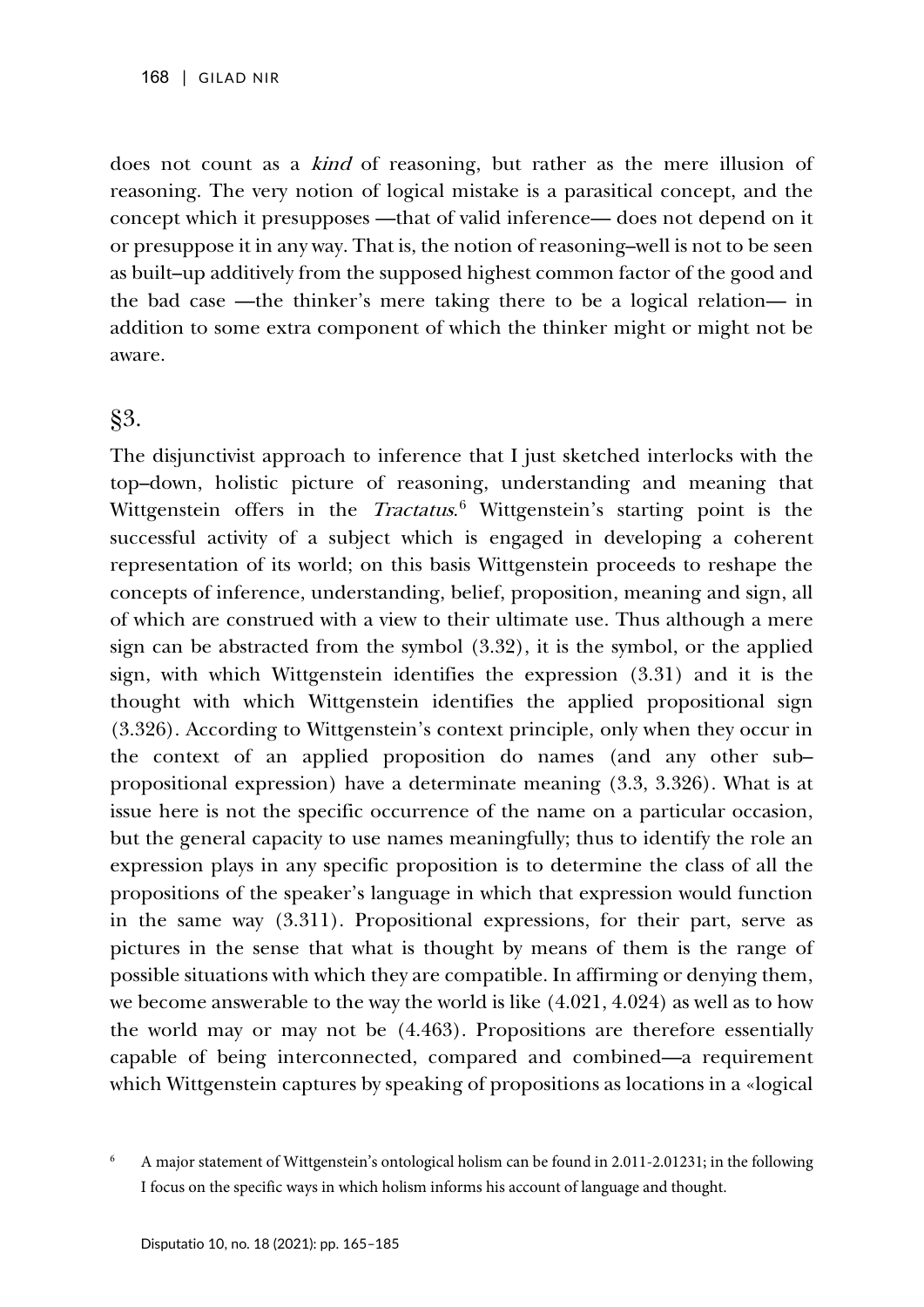does not count as a *kind* of reasoning, but rather as the mere illusion of reasoning. The very notion of logical mistake is a parasitical concept, and the concept which it presupposes —that of valid inference— does not depend on it or presuppose it in any way. That is, the notion of reasoning–well is not to be seen as built–up additively from the supposed highest common factor of the good and the bad case —the thinker's mere taking there to be a logical relation— in addition to some extra component of which the thinker might or might not be aware.

## §3.

The disjunctivist approach to inference that I just sketched interlocks with the top–down, holistic picture of reasoning, understanding and meaning that Wittgenstein offers in the *Tractatus*.[6] Wittgenstein's starting point is the successful activity of a subject which is engaged in developing a coherent representation of its world; on this basis Wittgenstein proceeds to reshape the concepts of inference, understanding, belief, proposition, meaning and sign, all of which are construed with a view to their ultimate use. Thus although a mere sign can be abstracted from the symbol (3.32), it is the symbol, or the applied sign, with which Wittgenstein identifies the expression (3.31) and it is the thought with which Wittgenstein identifies the applied propositional sign (3.326). According to Wittgenstein's context principle, only when they occur in the context of an applied proposition do names (and any other sub–propositional expression) have a determinate meaning (3.3, 3.326). What is at issue here is not the specific occurrence of the name on a particular occasion, but the general capacity to use names meaningfully; thus to identify the role an expression plays in any specific proposition is to determine the class of all the propositions of the speaker's language in which that expression would function in the same way (3.311). Propositional expressions, for their part, serve as pictures in the sense that what is thought by means of them is the range of possible situations with which they are compatible. In affirming or denying them, we become answerable to the way the world is like (4.021, 4.024) as well as to how the world may or may not be (4.463). Propositions are therefore essentially capable of being interconnected, compared and combined—a requirement which Wittgenstein captures by speaking of propositions as locations in a «logical

[6] A major statement of Wittgenstein's ontological holism can be found in 2.011-2.01231; in the following I focus on the specific ways in which holism informs his account of language and thought.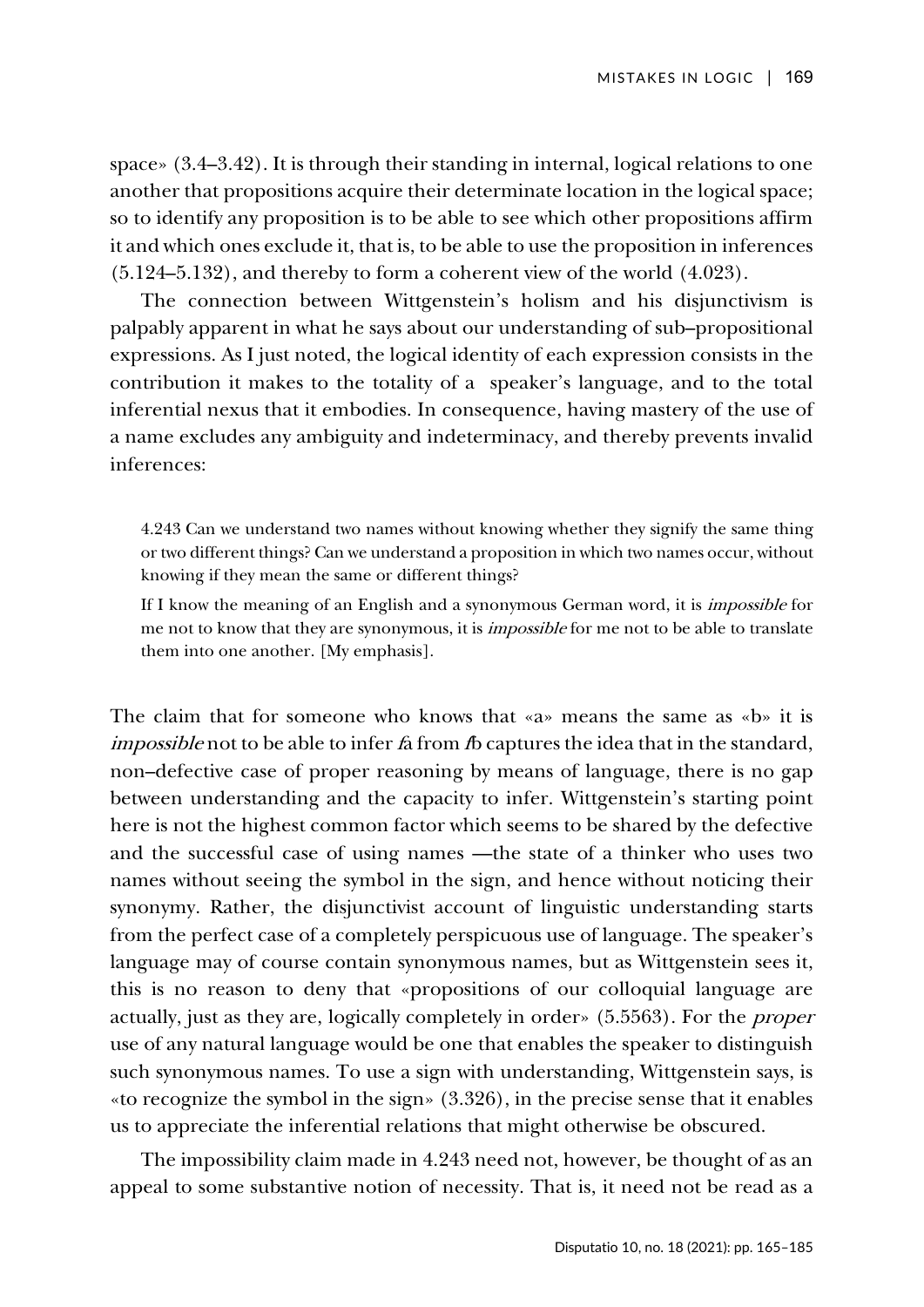space» (3.4–3.42). It is through their standing in internal, logical relations to one another that propositions acquire their determinate location in the logical space; so to identify any proposition is to be able to see which other propositions affirm it and which ones exclude it, that is, to be able to use the proposition in inferences (5.124–5.132), and thereby to form a coherent view of the world (4.023).

The connection between Wittgenstein's holism and his disjunctivism is palpably apparent in what he says about our understanding of sub–propositional expressions. As I just noted, the logical identity of each expression consists in the contribution it makes to the totality of a speaker's language, and to the total inferential nexus that it embodies. In consequence, having mastery of the use of a name excludes any ambiguity and indeterminacy, and thereby prevents invalid inferences:

> 4.243 Can we understand two names without knowing whether they signify the same thing or two different things? Can we understand a proposition in which two names occur, without knowing if they mean the same or different things?
>
> If I know the meaning of an English and a synonymous German word, it is *impossible* for me not to know that they are synonymous, it is *impossible* for me not to be able to translate them into one another. [My emphasis].

The claim that for someone who knows that «a» means the same as «b» it is *impossible* not to be able to infer *f*a from *f*b captures the idea that in the standard, non–defective case of proper reasoning by means of language, there is no gap between understanding and the capacity to infer. Wittgenstein's starting point here is not the highest common factor which seems to be shared by the defective and the successful case of using names —the state of a thinker who uses two names without seeing the symbol in the sign, and hence without noticing their synonymy. Rather, the disjunctivist account of linguistic understanding starts from the perfect case of a completely perspicuous use of language. The speaker's language may of course contain synonymous names, but as Wittgenstein sees it, this is no reason to deny that «propositions of our colloquial language are actually, just as they are, logically completely in order» (5.5563). For the *proper* use of any natural language would be one that enables the speaker to distinguish such synonymous names. To use a sign with understanding, Wittgenstein says, is «to recognize the symbol in the sign» (3.326), in the precise sense that it enables us to appreciate the inferential relations that might otherwise be obscured.

The impossibility claim made in 4.243 need not, however, be thought of as an appeal to some substantive notion of necessity. That is, it need not be read as a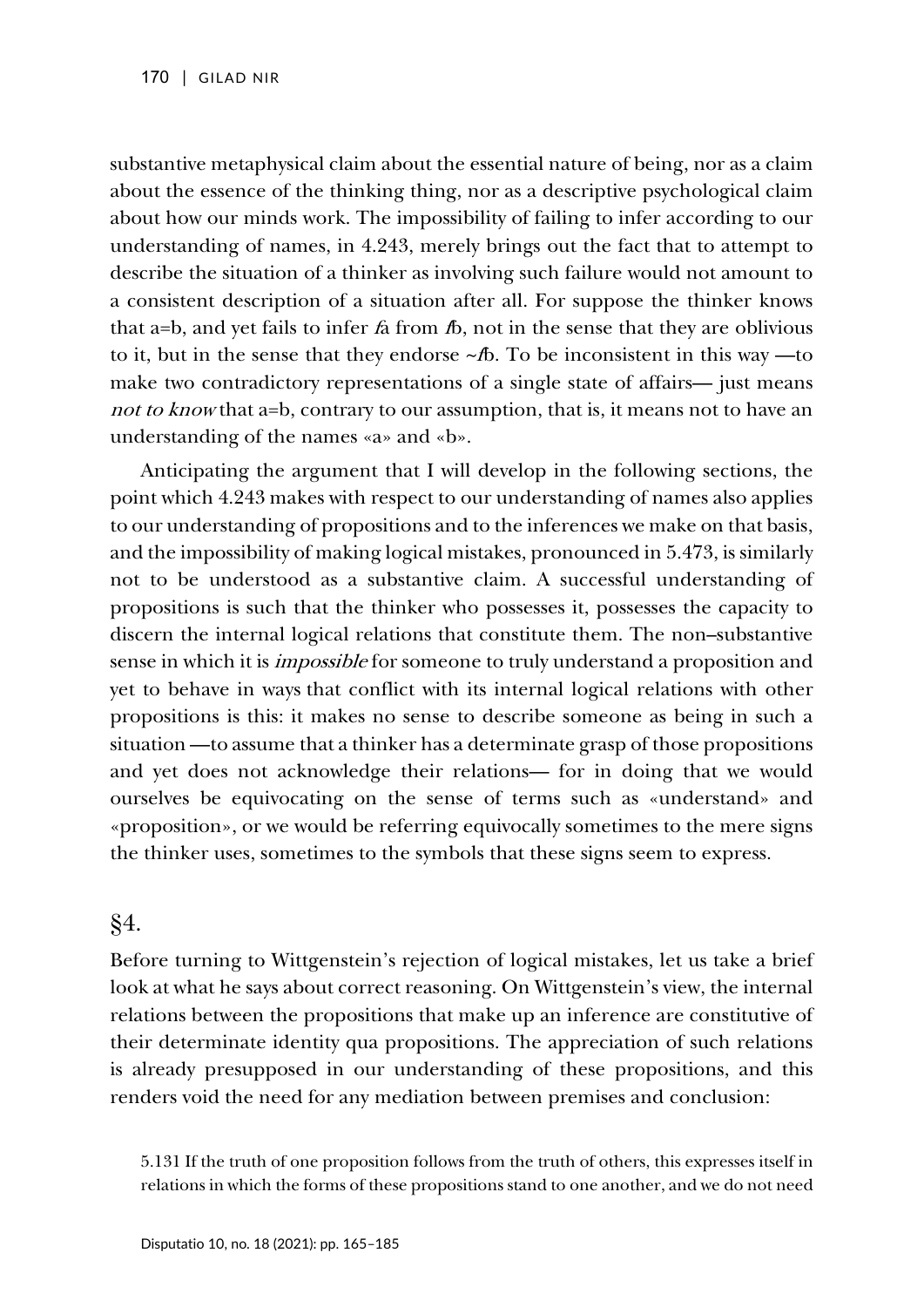substantive metaphysical claim about the essential nature of being, nor as a claim about the essence of the thinking thing, nor as a descriptive psychological claim about how our minds work. The impossibility of failing to infer according to our understanding of names, in 4.243, merely brings out the fact that to attempt to describe the situation of a thinker as involving such failure would not amount to a consistent description of a situation after all. For suppose the thinker knows that a=b, and yet fails to infer *f*a from *f*b, not in the sense that they are oblivious to it, but in the sense that they endorse ~*f*b. To be inconsistent in this way —to make two contradictory representations of a single state of affairs— just means *not to know* that a=b, contrary to our assumption, that is, it means not to have an understanding of the names «a» and «b».

Anticipating the argument that I will develop in the following sections, the point which 4.243 makes with respect to our understanding of names also applies to our understanding of propositions and to the inferences we make on that basis, and the impossibility of making logical mistakes, pronounced in 5.473, is similarly not to be understood as a substantive claim. A successful understanding of propositions is such that the thinker who possesses it, possesses the capacity to discern the internal logical relations that constitute them. The non–substantive sense in which it is *impossible* for someone to truly understand a proposition and yet to behave in ways that conflict with its internal logical relations with other propositions is this: it makes no sense to describe someone as being in such a situation —to assume that a thinker has a determinate grasp of those propositions and yet does not acknowledge their relations— for in doing that we would ourselves be equivocating on the sense of terms such as «understand» and «proposition», or we would be referring equivocally sometimes to the mere signs the thinker uses, sometimes to the symbols that these signs seem to express.

## §4.

Before turning to Wittgenstein's rejection of logical mistakes, let us take a brief look at what he says about correct reasoning. On Wittgenstein's view, the internal relations between the propositions that make up an inference are constitutive of their determinate identity qua propositions. The appreciation of such relations is already presupposed in our understanding of these propositions, and this renders void the need for any mediation between premises and conclusion:

> 5.131 If the truth of one proposition follows from the truth of others, this expresses itself in relations in which the forms of these propositions stand to one another, and we do not need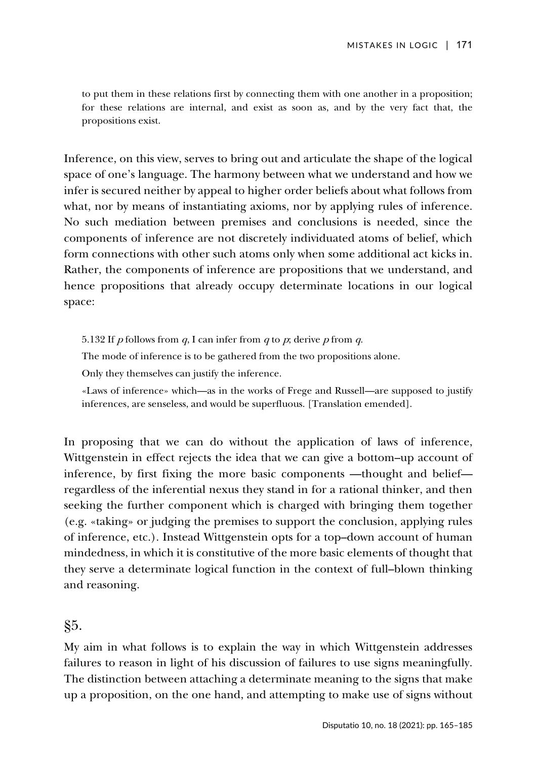> to put them in these relations first by connecting them with one another in a proposition; for these relations are internal, and exist as soon as, and by the very fact that, the propositions exist.

Inference, on this view, serves to bring out and articulate the shape of the logical space of one's language. The harmony between what we understand and how we infer is secured neither by appeal to higher order beliefs about what follows from what, nor by means of instantiating axioms, nor by applying rules of inference. No such mediation between premises and conclusions is needed, since the components of inference are not discretely individuated atoms of belief, which form connections with other such atoms only when some additional act kicks in. Rather, the components of inference are propositions that we understand, and hence propositions that already occupy determinate locations in our logical space:

> 5.132 If *p* follows from *q*, I can infer from *q* to *p*; derive *p* from *q*.
>
> The mode of inference is to be gathered from the two propositions alone.
>
> Only they themselves can justify the inference.
>
> «Laws of inference» which—as in the works of Frege and Russell—are supposed to justify inferences, are senseless, and would be superfluous. [Translation emended].

In proposing that we can do without the application of laws of inference, Wittgenstein in effect rejects the idea that we can give a bottom–up account of inference, by first fixing the more basic components —thought and belief— regardless of the inferential nexus they stand in for a rational thinker, and then seeking the further component which is charged with bringing them together (e.g. «taking» or judging the premises to support the conclusion, applying rules of inference, etc.). Instead Wittgenstein opts for a top–down account of human mindedness, in which it is constitutive of the more basic elements of thought that they serve a determinate logical function in the context of full–blown thinking and reasoning.

## §5.

My aim in what follows is to explain the way in which Wittgenstein addresses failures to reason in light of his discussion of failures to use signs meaningfully. The distinction between attaching a determinate meaning to the signs that make up a proposition, on the one hand, and attempting to make use of signs without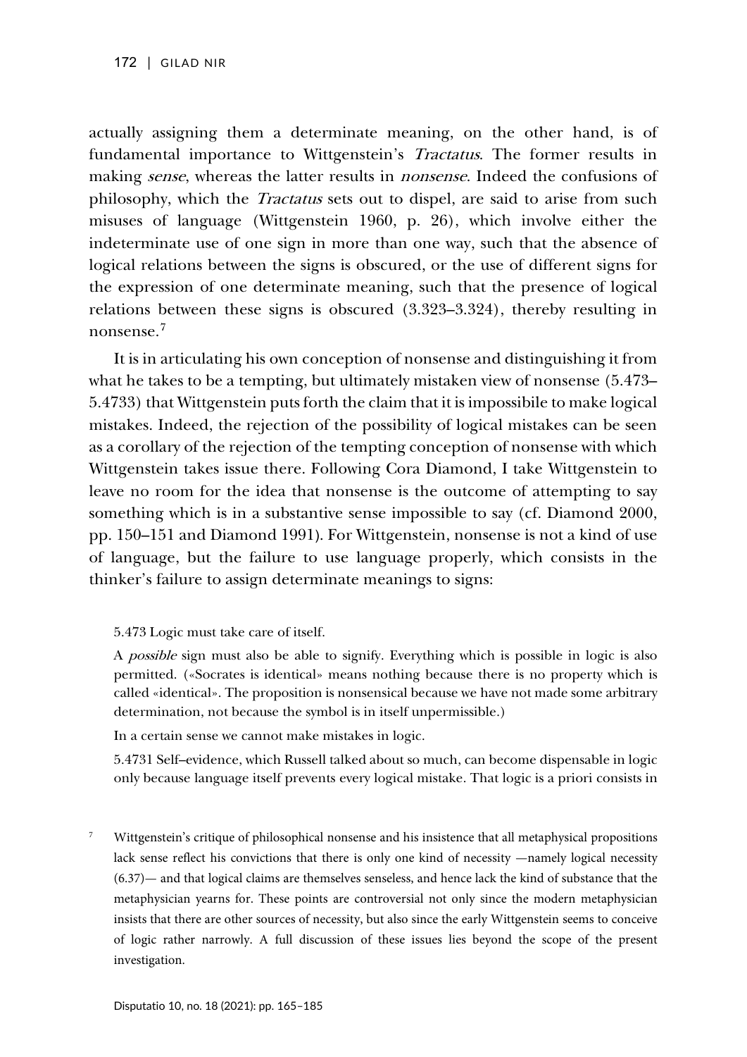actually assigning them a determinate meaning, on the other hand, is of fundamental importance to Wittgenstein's *Tractatus*. The former results in making *sense*, whereas the latter results in *nonsense*. Indeed the confusions of philosophy, which the *Tractatus* sets out to dispel, are said to arise from such misuses of language (Wittgenstein 1960, p. 26), which involve either the indeterminate use of one sign in more than one way, such that the absence of logical relations between the signs is obscured, or the use of different signs for the expression of one determinate meaning, such that the presence of logical relations between these signs is obscured (3.323–3.324), thereby resulting in nonsense.[7]

It is in articulating his own conception of nonsense and distinguishing it from what he takes to be a tempting, but ultimately mistaken view of nonsense (5.473–5.4733) that Wittgenstein puts forth the claim that it is impossibile to make logical mistakes. Indeed, the rejection of the possibility of logical mistakes can be seen as a corollary of the rejection of the tempting conception of nonsense with which Wittgenstein takes issue there. Following Cora Diamond, I take Wittgenstein to leave no room for the idea that nonsense is the outcome of attempting to say something which is in a substantive sense impossible to say (cf. Diamond 2000, pp. 150–151 and Diamond 1991). For Wittgenstein, nonsense is not a kind of use of language, but the failure to use language properly, which consists in the thinker's failure to assign determinate meanings to signs:

> 5.473 Logic must take care of itself.
>
> A *possible* sign must also be able to signify. Everything which is possible in logic is also permitted. («Socrates is identical» means nothing because there is no property which is called «identical». The proposition is nonsensical because we have not made some arbitrary determination, not because the symbol is in itself unpermissible.)
>
> In a certain sense we cannot make mistakes in logic.
>
> 5.4731 Self–evidence, which Russell talked about so much, can become dispensable in logic only because language itself prevents every logical mistake. That logic is a priori consists in

[7] Wittgenstein's critique of philosophical nonsense and his insistence that all metaphysical propositions lack sense reflect his convictions that there is only one kind of necessity —namely logical necessity (6.37)— and that logical claims are themselves senseless, and hence lack the kind of substance that the metaphysician yearns for. These points are controversial not only since the modern metaphysician insists that there are other sources of necessity, but also since the early Wittgenstein seems to conceive of logic rather narrowly. A full discussion of these issues lies beyond the scope of the present investigation.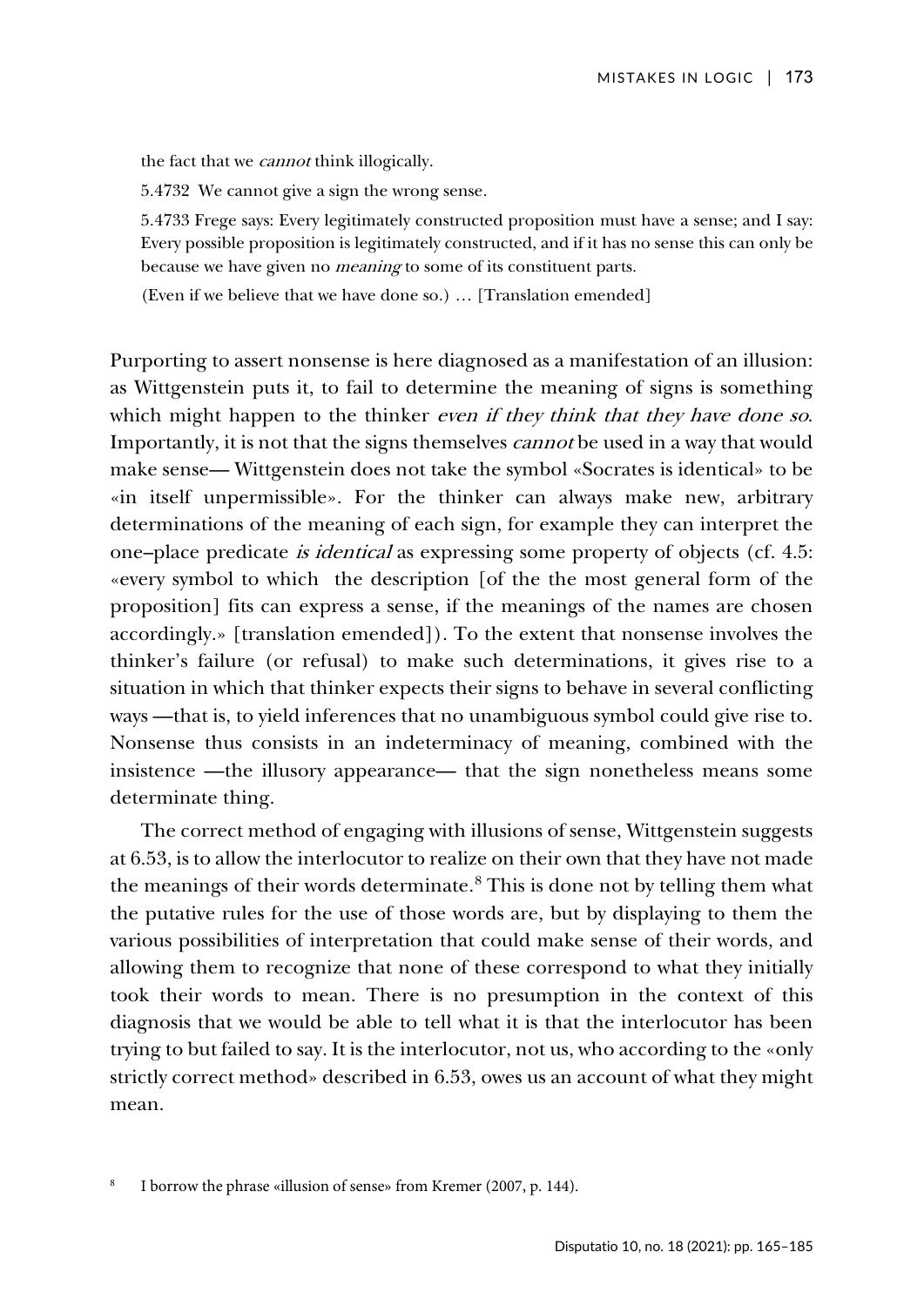the fact that we *cannot* think illogically.

5.4732 We cannot give a sign the wrong sense.

5.4733 Frege says: Every legitimately constructed proposition must have a sense; and I say: Every possible proposition is legitimately constructed, and if it has no sense this can only be because we have given no *meaning* to some of its constituent parts.

(Even if we believe that we have done so.) … [Translation emended]

Purporting to assert nonsense is here diagnosed as a manifestation of an illusion: as Wittgenstein puts it, to fail to determine the meaning of signs is something which might happen to the thinker *even if they think that they have done so*. Importantly, it is not that the signs themselves *cannot* be used in a way that would make sense— Wittgenstein does not take the symbol «Socrates is identical» to be «in itself unpermissible». For the thinker can always make new, arbitrary determinations of the meaning of each sign, for example they can interpret the one–place predicate *is identical* as expressing some property of objects (cf. 4.5: «every symbol to which the description [of the the most general form of the proposition] fits can express a sense, if the meanings of the names are chosen accordingly.» [translation emended]). To the extent that nonsense involves the thinker's failure (or refusal) to make such determinations, it gives rise to a situation in which that thinker expects their signs to behave in several conflicting ways —that is, to yield inferences that no unambiguous symbol could give rise to. Nonsense thus consists in an indeterminacy of meaning, combined with the insistence —the illusory appearance— that the sign nonetheless means some determinate thing.

The correct method of engaging with illusions of sense, Wittgenstein suggests at 6.53, is to allow the interlocutor to realize on their own that they have not made the meanings of their words determinate.[8] This is done not by telling them what the putative rules for the use of those words are, but by displaying to them the various possibilities of interpretation that could make sense of their words, and allowing them to recognize that none of these correspond to what they initially took their words to mean. There is no presumption in the context of this diagnosis that we would be able to tell what it is that the interlocutor has been trying to but failed to say. It is the interlocutor, not us, who according to the «only strictly correct method» described in 6.53, owes us an account of what they might mean.

[8] I borrow the phrase «illusion of sense» from Kremer (2007, p. 144).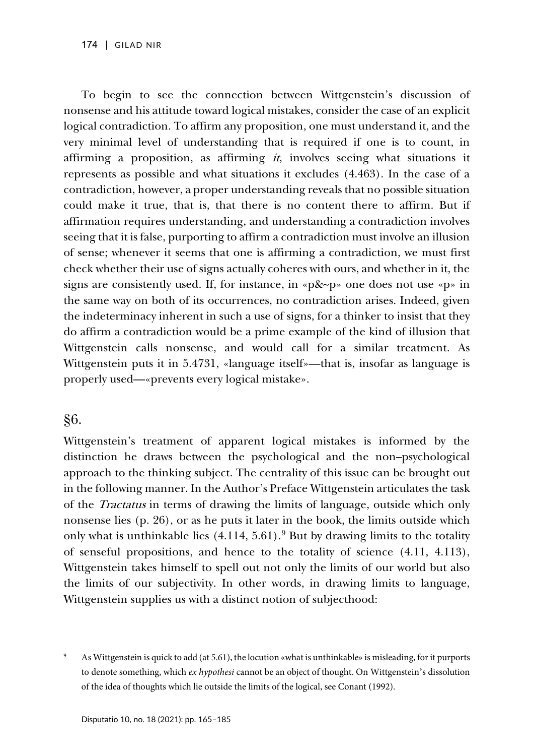To begin to see the connection between Wittgenstein's discussion of nonsense and his attitude toward logical mistakes, consider the case of an explicit logical contradiction. To affirm any proposition, one must understand it, and the very minimal level of understanding that is required if one is to count, in affirming a proposition, as affirming *it*, involves seeing what situations it represents as possible and what situations it excludes (4.463). In the case of a contradiction, however, a proper understanding reveals that no possible situation could make it true, that is, that there is no content there to affirm. But if affirmation requires understanding, and understanding a contradiction involves seeing that it is false, purporting to affirm a contradiction must involve an illusion of sense; whenever it seems that one is affirming a contradiction, we must first check whether their use of signs actually coheres with ours, and whether in it, the signs are consistently used. If, for instance, in «p&~p» one does not use «p» in the same way on both of its occurrences, no contradiction arises. Indeed, given the indeterminacy inherent in such a use of signs, for a thinker to insist that they do affirm a contradiction would be a prime example of the kind of illusion that Wittgenstein calls nonsense, and would call for a similar treatment. As Wittgenstein puts it in 5.4731, «language itself»—that is, insofar as language is properly used—«prevents every logical mistake».

## §6.

Wittgenstein's treatment of apparent logical mistakes is informed by the distinction he draws between the psychological and the non–psychological approach to the thinking subject. The centrality of this issue can be brought out in the following manner. In the Author's Preface Wittgenstein articulates the task of the *Tractatus* in terms of drawing the limits of language, outside which only nonsense lies (p. 26), or as he puts it later in the book, the limits outside which only what is unthinkable lies (4.114, 5.61).[9] But by drawing limits to the totality of senseful propositions, and hence to the totality of science (4.11, 4.113), Wittgenstein takes himself to spell out not only the limits of our world but also the limits of our subjectivity. In other words, in drawing limits to language, Wittgenstein supplies us with a distinct notion of subjecthood:

[9] As Wittgenstein is quick to add (at 5.61), the locution «what is unthinkable» is misleading, for it purports to denote something, which *ex hypothesi* cannot be an object of thought. On Wittgenstein's dissolution of the idea of thoughts which lie outside the limits of the logical, see Conant (1992).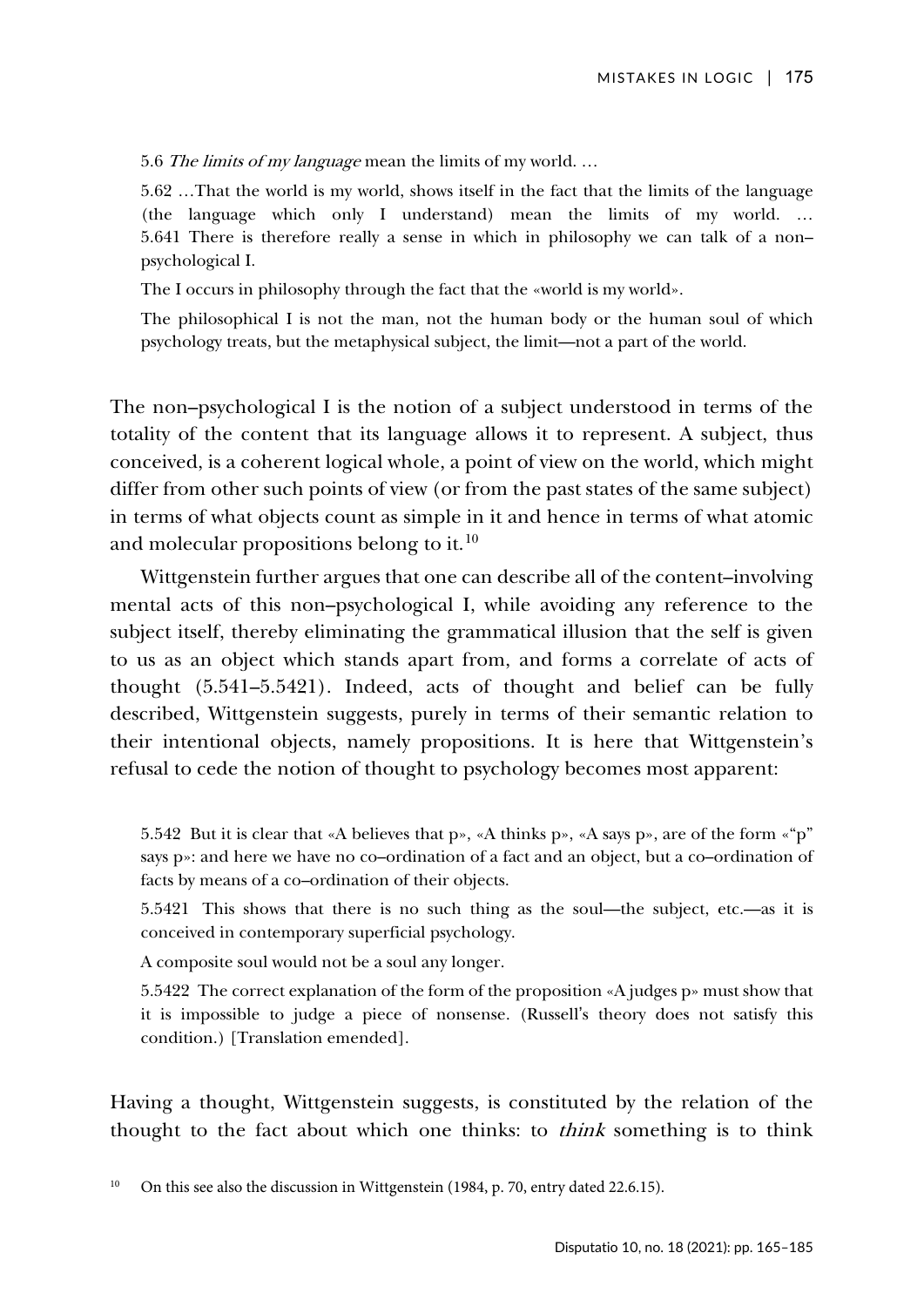> 5.6 *The limits of my language* mean the limits of my world. …
>
> 5.62 …That the world is my world, shows itself in the fact that the limits of the language (the language which only I understand) mean the limits of my world. … 5.641 There is therefore really a sense in which in philosophy we can talk of a non–psychological I.
>
> The I occurs in philosophy through the fact that the «world is my world».
>
> The philosophical I is not the man, not the human body or the human soul of which psychology treats, but the metaphysical subject, the limit—not a part of the world.

The non–psychological I is the notion of a subject understood in terms of the totality of the content that its language allows it to represent. A subject, thus conceived, is a coherent logical whole, a point of view on the world, which might differ from other such points of view (or from the past states of the same subject) in terms of what objects count as simple in it and hence in terms of what atomic and molecular propositions belong to it.[10]

Wittgenstein further argues that one can describe all of the content–involving mental acts of this non–psychological I, while avoiding any reference to the subject itself, thereby eliminating the grammatical illusion that the self is given to us as an object which stands apart from, and forms a correlate of acts of thought (5.541–5.5421). Indeed, acts of thought and belief can be fully described, Wittgenstein suggests, purely in terms of their semantic relation to their intentional objects, namely propositions. It is here that Wittgenstein's refusal to cede the notion of thought to psychology becomes most apparent:

> 5.542 But it is clear that «A believes that p», «A thinks p», «A says p», are of the form «"p" says p»: and here we have no co–ordination of a fact and an object, but a co–ordination of facts by means of a co–ordination of their objects.
>
> 5.5421 This shows that there is no such thing as the soul—the subject, etc.—as it is conceived in contemporary superficial psychology.
>
> A composite soul would not be a soul any longer.
>
> 5.5422 The correct explanation of the form of the proposition «A judges p» must show that it is impossible to judge a piece of nonsense. (Russell's theory does not satisfy this condition.) [Translation emended].

Having a thought, Wittgenstein suggests, is constituted by the relation of the thought to the fact about which one thinks: to *think* something is to think

[10] On this see also the discussion in Wittgenstein (1984, p. 70, entry dated 22.6.15).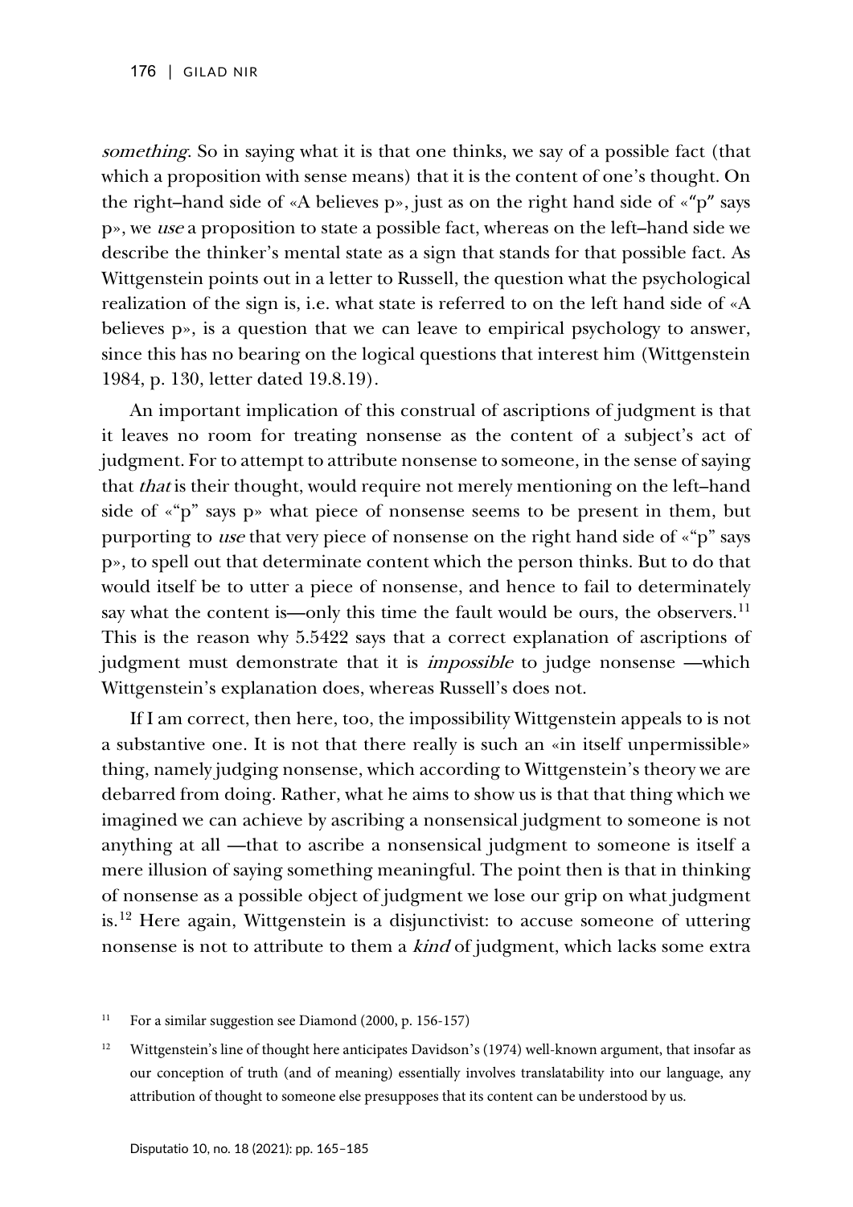*something*. So in saying what it is that one thinks, we say of a possible fact (that which a proposition with sense means) that it is the content of one's thought. On the right–hand side of «A believes p», just as on the right hand side of «"p" says p», we *use* a proposition to state a possible fact, whereas on the left–hand side we describe the thinker's mental state as a sign that stands for that possible fact. As Wittgenstein points out in a letter to Russell, the question what the psychological realization of the sign is, i.e. what state is referred to on the left hand side of «A believes p», is a question that we can leave to empirical psychology to answer, since this has no bearing on the logical questions that interest him (Wittgenstein 1984, p. 130, letter dated 19.8.19).

An important implication of this construal of ascriptions of judgment is that it leaves no room for treating nonsense as the content of a subject's act of judgment. For to attempt to attribute nonsense to someone, in the sense of saying that *that* is their thought, would require not merely mentioning on the left–hand side of «"p" says p» what piece of nonsense seems to be present in them, but purporting to *use* that very piece of nonsense on the right hand side of «"p" says p», to spell out that determinate content which the person thinks. But to do that would itself be to utter a piece of nonsense, and hence to fail to determinately say what the content is—only this time the fault would be ours, the observers.[11] This is the reason why 5.5422 says that a correct explanation of ascriptions of judgment must demonstrate that it is *impossible* to judge nonsense —which Wittgenstein's explanation does, whereas Russell's does not.

If I am correct, then here, too, the impossibility Wittgenstein appeals to is not a substantive one. It is not that there really is such an «in itself unpermissible» thing, namely judging nonsense, which according to Wittgenstein's theory we are debarred from doing. Rather, what he aims to show us is that that thing which we imagined we can achieve by ascribing a nonsensical judgment to someone is not anything at all —that to ascribe a nonsensical judgment to someone is itself a mere illusion of saying something meaningful. The point then is that in thinking of nonsense as a possible object of judgment we lose our grip on what judgment is.[12] Here again, Wittgenstein is a disjunctivist: to accuse someone of uttering nonsense is not to attribute to them a *kind* of judgment, which lacks some extra

[11] For a similar suggestion see Diamond (2000, p. 156-157)

[12] Wittgenstein's line of thought here anticipates Davidson's (1974) well-known argument, that insofar as our conception of truth (and of meaning) essentially involves translatability into our language, any attribution of thought to someone else presupposes that its content can be understood by us.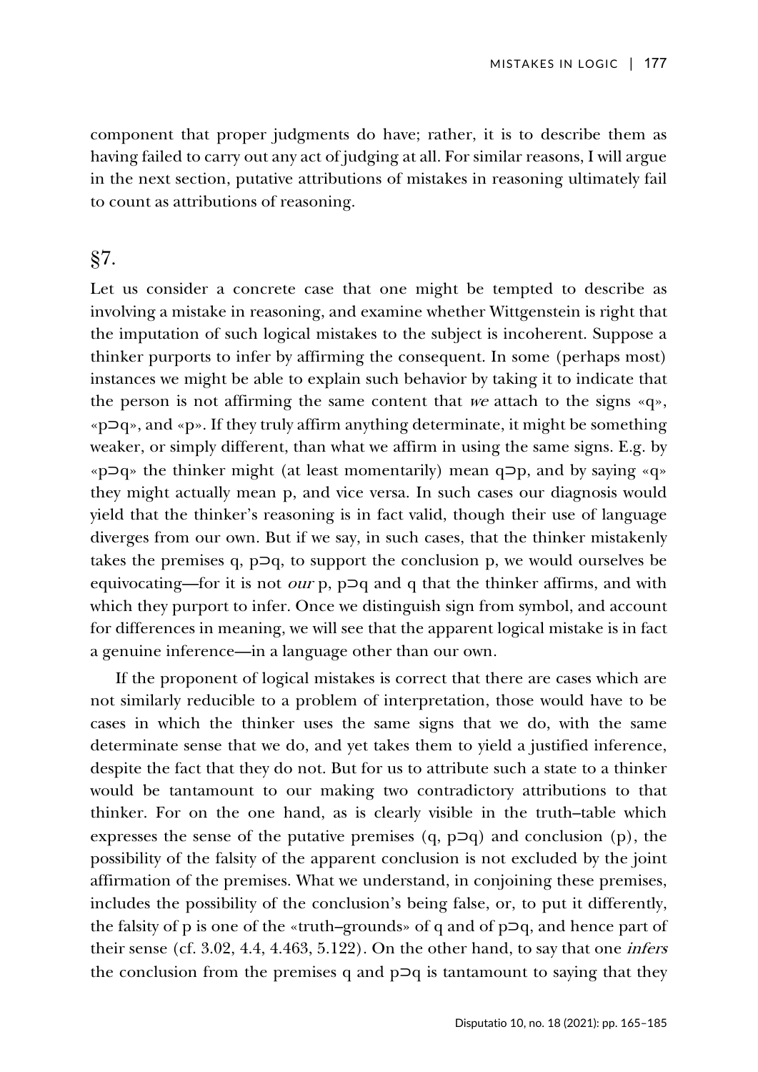component that proper judgments do have; rather, it is to describe them as having failed to carry out any act of judging at all. For similar reasons, I will argue in the next section, putative attributions of mistakes in reasoning ultimately fail to count as attributions of reasoning.

## §7.

Let us consider a concrete case that one might be tempted to describe as involving a mistake in reasoning, and examine whether Wittgenstein is right that the imputation of such logical mistakes to the subject is incoherent. Suppose a thinker purports to infer by affirming the consequent. In some (perhaps most) instances we might be able to explain such behavior by taking it to indicate that the person is not affirming the same content that *we* attach to the signs «q», «p⊃q», and «p». If they truly affirm anything determinate, it might be something weaker, or simply different, than what we affirm in using the same signs. E.g. by «p⊃q» the thinker might (at least momentarily) mean q⊃p, and by saying «q» they might actually mean p, and vice versa. In such cases our diagnosis would yield that the thinker's reasoning is in fact valid, though their use of language diverges from our own. But if we say, in such cases, that the thinker mistakenly takes the premises q, p⊃q, to support the conclusion p, we would ourselves be equivocating—for it is not *our* p, p⊃q and q that the thinker affirms, and with which they purport to infer. Once we distinguish sign from symbol, and account for differences in meaning, we will see that the apparent logical mistake is in fact a genuine inference—in a language other than our own.

If the proponent of logical mistakes is correct that there are cases which are not similarly reducible to a problem of interpretation, those would have to be cases in which the thinker uses the same signs that we do, with the same determinate sense that we do, and yet takes them to yield a justified inference, despite the fact that they do not. But for us to attribute such a state to a thinker would be tantamount to our making two contradictory attributions to that thinker. For on the one hand, as is clearly visible in the truth–table which expresses the sense of the putative premises (q, p⊃q) and conclusion (p), the possibility of the falsity of the apparent conclusion is not excluded by the joint affirmation of the premises. What we understand, in conjoining these premises, includes the possibility of the conclusion's being false, or, to put it differently, the falsity of p is one of the «truth–grounds» of q and of p⊃q, and hence part of their sense (cf. 3.02, 4.4, 4.463, 5.122). On the other hand, to say that one *infers* the conclusion from the premises q and p⊃q is tantamount to saying that they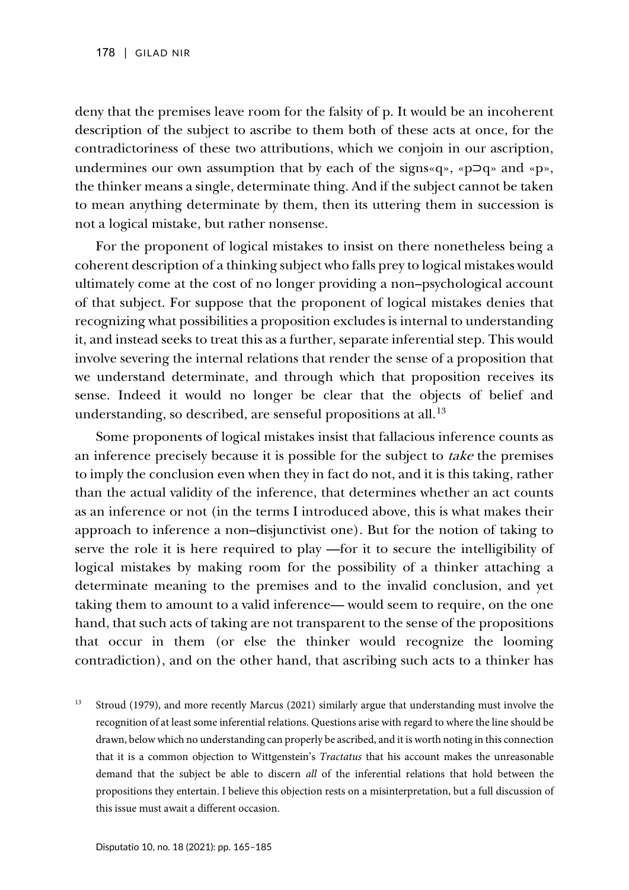deny that the premises leave room for the falsity of p. It would be an incoherent description of the subject to ascribe to them both of these acts at once, for the contradictoriness of these two attributions, which we conjoin in our ascription, undermines our own assumption that by each of the signs«q», «p⊃q» and «p», the thinker means a single, determinate thing. And if the subject cannot be taken to mean anything determinate by them, then its uttering them in succession is not a logical mistake, but rather nonsense.

For the proponent of logical mistakes to insist on there nonetheless being a coherent description of a thinking subject who falls prey to logical mistakes would ultimately come at the cost of no longer providing a non–psychological account of that subject. For suppose that the proponent of logical mistakes denies that recognizing what possibilities a proposition excludes is internal to understanding it, and instead seeks to treat this as a further, separate inferential step. This would involve severing the internal relations that render the sense of a proposition that we understand determinate, and through which that proposition receives its sense. Indeed it would no longer be clear that the objects of belief and understanding, so described, are senseful propositions at all.[13]

Some proponents of logical mistakes insist that fallacious inference counts as an inference precisely because it is possible for the subject to *take* the premises to imply the conclusion even when they in fact do not, and it is this taking, rather than the actual validity of the inference, that determines whether an act counts as an inference or not (in the terms I introduced above, this is what makes their approach to inference a non–disjunctivist one). But for the notion of taking to serve the role it is here required to play —for it to secure the intelligibility of logical mistakes by making room for the possibility of a thinker attaching a determinate meaning to the premises and to the invalid conclusion, and yet taking them to amount to a valid inference— would seem to require, on the one hand, that such acts of taking are not transparent to the sense of the propositions that occur in them (or else the thinker would recognize the looming contradiction), and on the other hand, that ascribing such acts to a thinker has

[13] Stroud (1979), and more recently Marcus (2021) similarly argue that understanding must involve the recognition of at least some inferential relations. Questions arise with regard to where the line should be drawn, below which no understanding can properly be ascribed, and it is worth noting in this connection that it is a common objection to Wittgenstein's *Tractatus* that his account makes the unreasonable demand that the subject be able to discern *all* of the inferential relations that hold between the propositions they entertain. I believe this objection rests on a misinterpretation, but a full discussion of this issue must await a different occasion.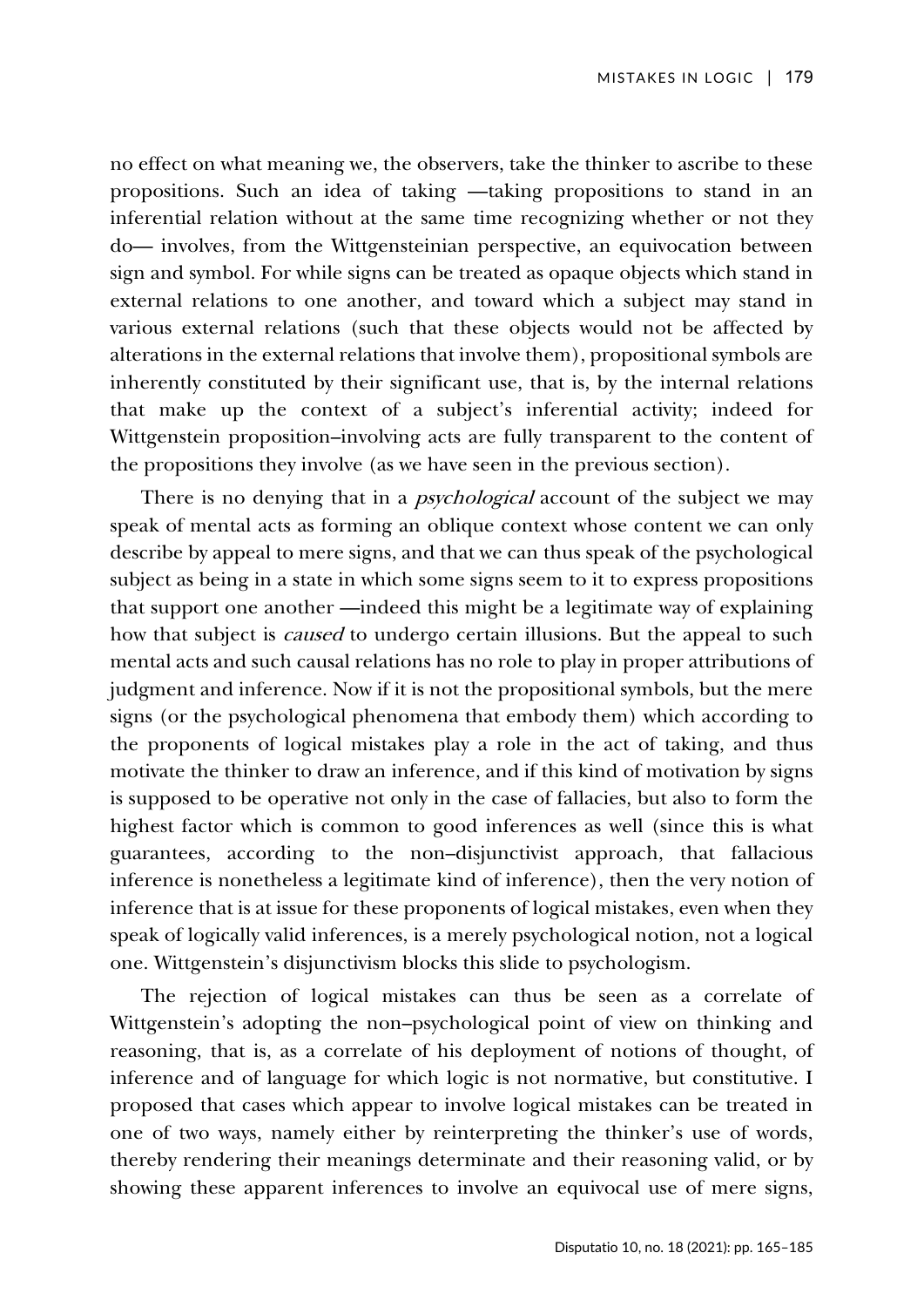no effect on what meaning we, the observers, take the thinker to ascribe to these propositions. Such an idea of taking —taking propositions to stand in an inferential relation without at the same time recognizing whether or not they do— involves, from the Wittgensteinian perspective, an equivocation between sign and symbol. For while signs can be treated as opaque objects which stand in external relations to one another, and toward which a subject may stand in various external relations (such that these objects would not be affected by alterations in the external relations that involve them), propositional symbols are inherently constituted by their significant use, that is, by the internal relations that make up the context of a subject's inferential activity; indeed for Wittgenstein proposition–involving acts are fully transparent to the content of the propositions they involve (as we have seen in the previous section).

There is no denying that in a *psychological* account of the subject we may speak of mental acts as forming an oblique context whose content we can only describe by appeal to mere signs, and that we can thus speak of the psychological subject as being in a state in which some signs seem to it to express propositions that support one another —indeed this might be a legitimate way of explaining how that subject is *caused* to undergo certain illusions. But the appeal to such mental acts and such causal relations has no role to play in proper attributions of judgment and inference. Now if it is not the propositional symbols, but the mere signs (or the psychological phenomena that embody them) which according to the proponents of logical mistakes play a role in the act of taking, and thus motivate the thinker to draw an inference, and if this kind of motivation by signs is supposed to be operative not only in the case of fallacies, but also to form the highest factor which is common to good inferences as well (since this is what guarantees, according to the non–disjunctivist approach, that fallacious inference is nonetheless a legitimate kind of inference), then the very notion of inference that is at issue for these proponents of logical mistakes, even when they speak of logically valid inferences, is a merely psychological notion, not a logical one. Wittgenstein's disjunctivism blocks this slide to psychologism.

The rejection of logical mistakes can thus be seen as a correlate of Wittgenstein's adopting the non–psychological point of view on thinking and reasoning, that is, as a correlate of his deployment of notions of thought, of inference and of language for which logic is not normative, but constitutive. I proposed that cases which appear to involve logical mistakes can be treated in one of two ways, namely either by reinterpreting the thinker's use of words, thereby rendering their meanings determinate and their reasoning valid, or by showing these apparent inferences to involve an equivocal use of mere signs,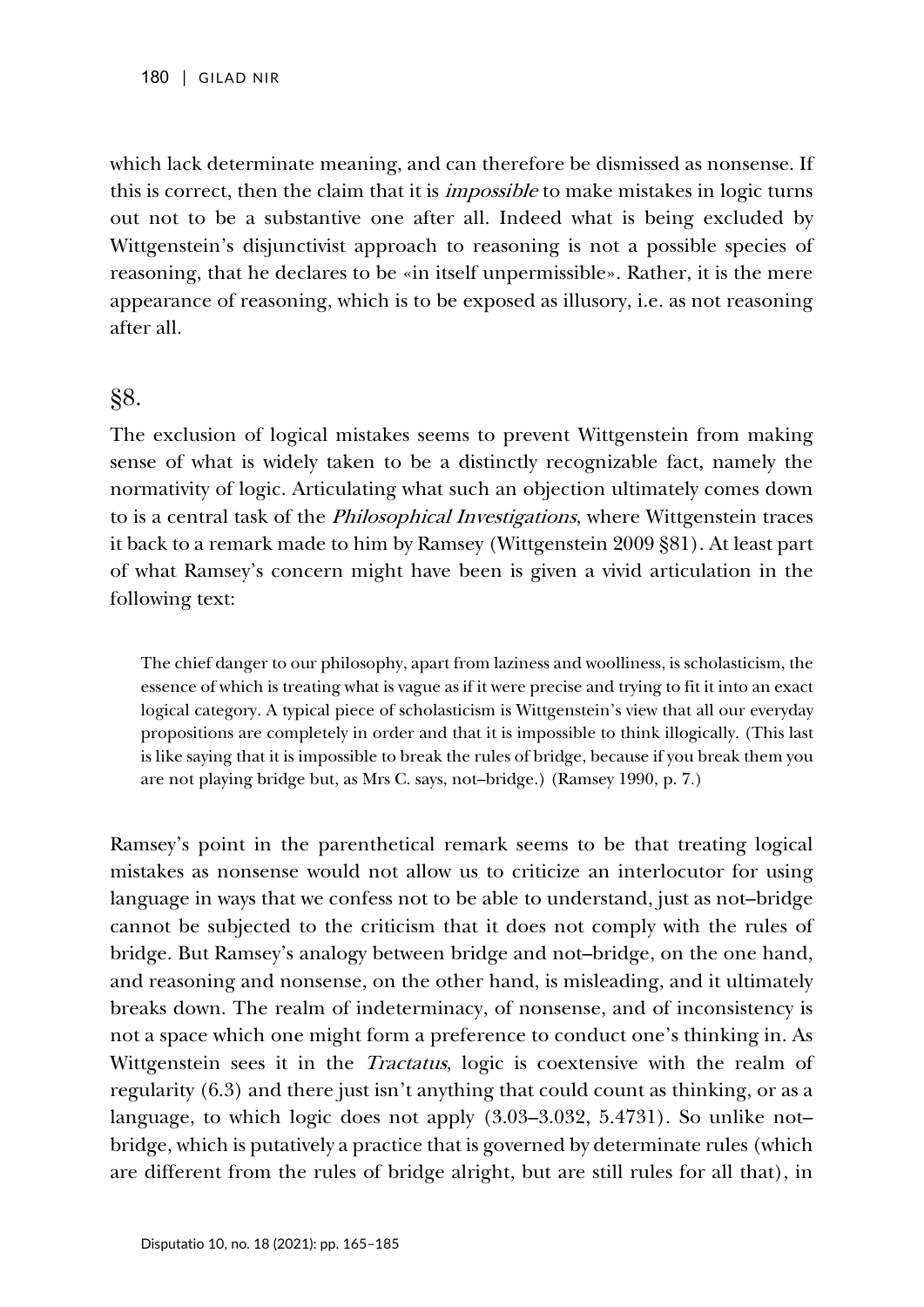which lack determinate meaning, and can therefore be dismissed as nonsense. If this is correct, then the claim that it is *impossible* to make mistakes in logic turns out not to be a substantive one after all. Indeed what is being excluded by Wittgenstein's disjunctivist approach to reasoning is not a possible species of reasoning, that he declares to be «in itself unpermissible». Rather, it is the mere appearance of reasoning, which is to be exposed as illusory, i.e. as not reasoning after all.

## §8.

The exclusion of logical mistakes seems to prevent Wittgenstein from making sense of what is widely taken to be a distinctly recognizable fact, namely the normativity of logic. Articulating what such an objection ultimately comes down to is a central task of the *Philosophical Investigations*, where Wittgenstein traces it back to a remark made to him by Ramsey (Wittgenstein 2009 §81). At least part of what Ramsey's concern might have been is given a vivid articulation in the following text:

> The chief danger to our philosophy, apart from laziness and woolliness, is scholasticism, the essence of which is treating what is vague as if it were precise and trying to fit it into an exact logical category. A typical piece of scholasticism is Wittgenstein's view that all our everyday propositions are completely in order and that it is impossible to think illogically. (This last is like saying that it is impossible to break the rules of bridge, because if you break them you are not playing bridge but, as Mrs C. says, not–bridge.) (Ramsey 1990, p. 7.)

Ramsey's point in the parenthetical remark seems to be that treating logical mistakes as nonsense would not allow us to criticize an interlocutor for using language in ways that we confess not to be able to understand, just as not–bridge cannot be subjected to the criticism that it does not comply with the rules of bridge. But Ramsey's analogy between bridge and not–bridge, on the one hand, and reasoning and nonsense, on the other hand, is misleading, and it ultimately breaks down. The realm of indeterminacy, of nonsense, and of inconsistency is not a space which one might form a preference to conduct one's thinking in. As Wittgenstein sees it in the *Tractatus*, logic is coextensive with the realm of regularity (6.3) and there just isn't anything that could count as thinking, or as a language, to which logic does not apply (3.03–3.032, 5.4731). So unlike not–bridge, which is putatively a practice that is governed by determinate rules (which are different from the rules of bridge alright, but are still rules for all that), in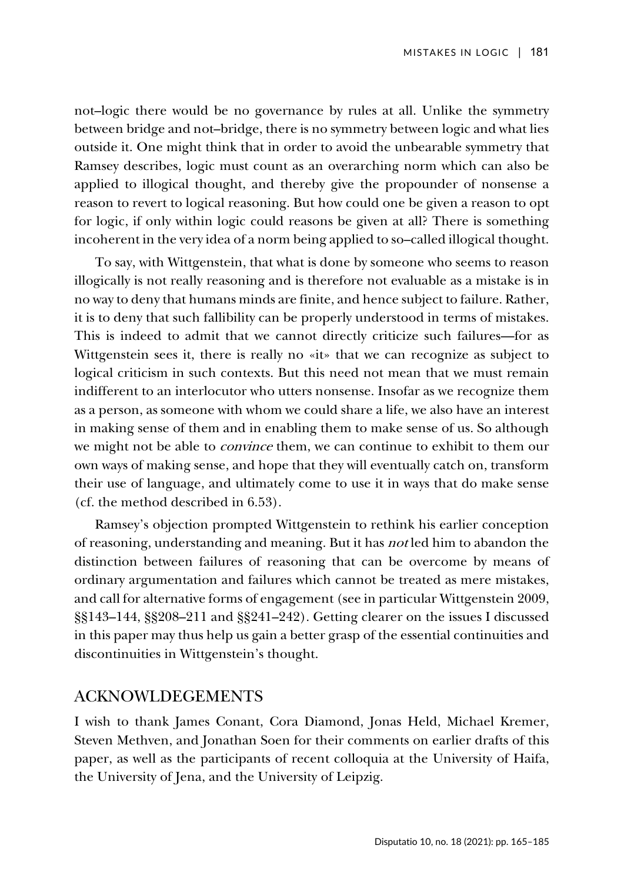not–logic there would be no governance by rules at all. Unlike the symmetry between bridge and not–bridge, there is no symmetry between logic and what lies outside it. One might think that in order to avoid the unbearable symmetry that Ramsey describes, logic must count as an overarching norm which can also be applied to illogical thought, and thereby give the propounder of nonsense a reason to revert to logical reasoning. But how could one be given a reason to opt for logic, if only within logic could reasons be given at all? There is something incoherent in the very idea of a norm being applied to so–called illogical thought.

To say, with Wittgenstein, that what is done by someone who seems to reason illogically is not really reasoning and is therefore not evaluable as a mistake is in no way to deny that humans minds are finite, and hence subject to failure. Rather, it is to deny that such fallibility can be properly understood in terms of mistakes. This is indeed to admit that we cannot directly criticize such failures—for as Wittgenstein sees it, there is really no «it» that we can recognize as subject to logical criticism in such contexts. But this need not mean that we must remain indifferent to an interlocutor who utters nonsense. Insofar as we recognize them as a person, as someone with whom we could share a life, we also have an interest in making sense of them and in enabling them to make sense of us. So although we might not be able to *convince* them, we can continue to exhibit to them our own ways of making sense, and hope that they will eventually catch on, transform their use of language, and ultimately come to use it in ways that do make sense (cf. the method described in 6.53).

Ramsey's objection prompted Wittgenstein to rethink his earlier conception of reasoning, understanding and meaning. But it has *not* led him to abandon the distinction between failures of reasoning that can be overcome by means of ordinary argumentation and failures which cannot be treated as mere mistakes, and call for alternative forms of engagement (see in particular Wittgenstein 2009, §§143–144, §§208–211 and §§241–242). Getting clearer on the issues I discussed in this paper may thus help us gain a better grasp of the essential continuities and discontinuities in Wittgenstein's thought.

## ACKNOWLDEGEMENTS

I wish to thank James Conant, Cora Diamond, Jonas Held, Michael Kremer, Steven Methven, and Jonathan Soen for their comments on earlier drafts of this paper, as well as the participants of recent colloquia at the University of Haifa, the University of Jena, and the University of Leipzig.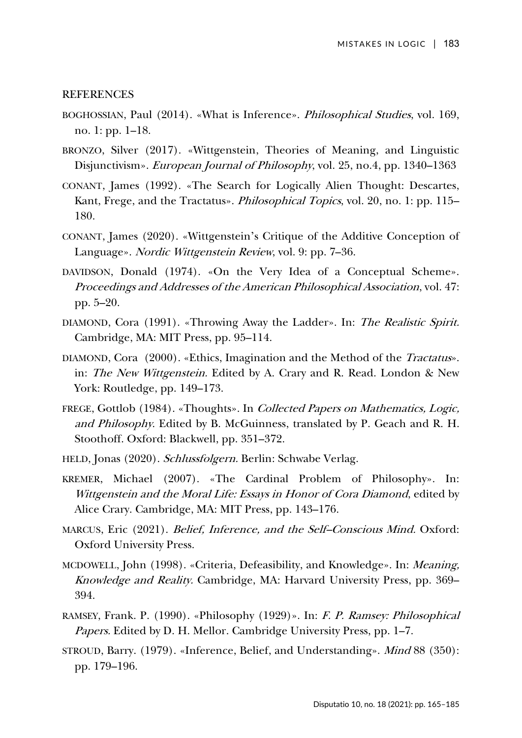## REFERENCES

BOGHOSSIAN, Paul (2014). «What is Inference». *Philosophical Studies*, vol. 169, no. 1: pp. 1–18.

BRONZO, Silver (2017). «Wittgenstein, Theories of Meaning, and Linguistic Disjunctivism». *European Journal of Philosophy*, vol. 25, no.4, pp. 1340–1363

CONANT, James (1992). «The Search for Logically Alien Thought: Descartes, Kant, Frege, and the Tractatus». *Philosophical Topics*, vol. 20, no. 1: pp. 115–180.

CONANT, James (2020). «Wittgenstein's Critique of the Additive Conception of Language». *Nordic Wittgenstein Review*, vol. 9: pp. 7–36.

DAVIDSON, Donald (1974). «On the Very Idea of a Conceptual Scheme». *Proceedings and Addresses of the American Philosophical Association*, vol. 47: pp. 5–20.

DIAMOND, Cora (1991). «Throwing Away the Ladder». In: *The Realistic Spirit.* Cambridge, MA: MIT Press, pp. 95–114.

DIAMOND, Cora (2000). «Ethics, Imagination and the Method of the *Tractatus*». in: *The New Wittgenstein.* Edited by A. Crary and R. Read. London & New York: Routledge, pp. 149–173.

FREGE, Gottlob (1984). «Thoughts». In *Collected Papers on Mathematics, Logic, and Philosophy.* Edited by B. McGuinness, translated by P. Geach and R. H. Stoothoff. Oxford: Blackwell, pp. 351–372.

HELD, Jonas (2020). *Schlussfolgern.* Berlin: Schwabe Verlag.

KREMER, Michael (2007). «The Cardinal Problem of Philosophy». In: *Wittgenstein and the Moral Life: Essays in Honor of Cora Diamond*, edited by Alice Crary. Cambridge, MA: MIT Press, pp. 143–176.

MARCUS, Eric (2021). *Belief, Inference, and the Self–Conscious Mind.* Oxford: Oxford University Press.

MCDOWELL, John (1998). «Criteria, Defeasibility, and Knowledge». In: *Meaning, Knowledge and Reality.* Cambridge, MA: Harvard University Press, pp. 369–394.

RAMSEY, Frank. P. (1990). «Philosophy (1929)». In: *F. P. Ramsey: Philosophical Papers.* Edited by D. H. Mellor. Cambridge University Press, pp. 1–7.

STROUD, Barry. (1979). «Inference, Belief, and Understanding». *Mind* 88 (350): pp. 179–196.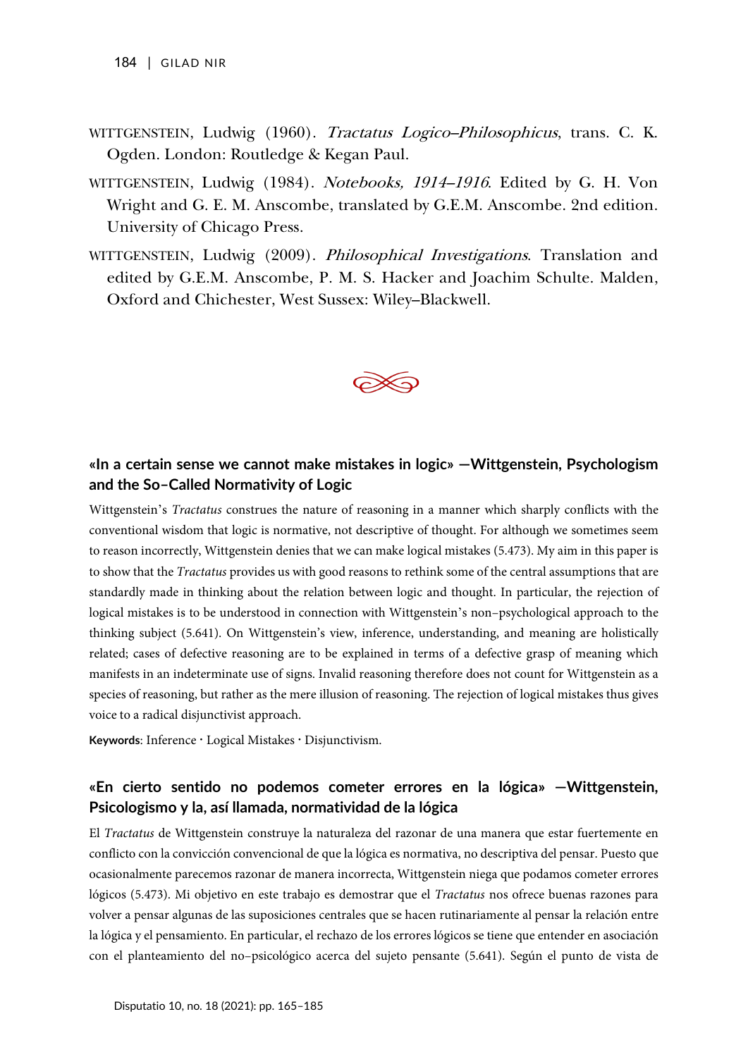WITTGENSTEIN, Ludwig (1960). *Tractatus Logico–Philosophicus*, trans. C. K. Ogden. London: Routledge & Kegan Paul.

WITTGENSTEIN, Ludwig (1984). *Notebooks, 1914–1916*. Edited by G. H. Von Wright and G. E. M. Anscombe, translated by G.E.M. Anscombe. 2nd edition. University of Chicago Press.

WITTGENSTEIN, Ludwig (2009). *Philosophical Investigations*. Translation and edited by G.E.M. Anscombe, P. M. S. Hacker and Joachim Schulte. Malden, Oxford and Chichester, West Sussex: Wiley–Blackwell.

### «In a certain sense we cannot make mistakes in logic» —Wittgenstein, Psychologism and the So–Called Normativity of Logic

Wittgenstein's *Tractatus* construes the nature of reasoning in a manner which sharply conflicts with the conventional wisdom that logic is normative, not descriptive of thought. For although we sometimes seem to reason incorrectly, Wittgenstein denies that we can make logical mistakes (5.473). My aim in this paper is to show that the *Tractatus* provides us with good reasons to rethink some of the central assumptions that are standardly made in thinking about the relation between logic and thought. In particular, the rejection of logical mistakes is to be understood in connection with Wittgenstein's non–psychological approach to the thinking subject (5.641). On Wittgenstein's view, inference, understanding, and meaning are holistically related; cases of defective reasoning are to be explained in terms of a defective grasp of meaning which manifests in an indeterminate use of signs. Invalid reasoning therefore does not count for Wittgenstein as a species of reasoning, but rather as the mere illusion of reasoning. The rejection of logical mistakes thus gives voice to a radical disjunctivist approach.

**Keywords**: Inference · Logical Mistakes · Disjunctivism.

### «En cierto sentido no podemos cometer errores en la lógica» —Wittgenstein, Psicologismo y la, así llamada, normatividad de la lógica

El *Tractatus* de Wittgenstein construye la naturaleza del razonar de una manera que estar fuertemente en conflicto con la convicción convencional de que la lógica es normativa, no descriptiva del pensar. Puesto que ocasionalmente parecemos razonar de manera incorrecta, Wittgenstein niega que podamos cometer errores lógicos (5.473). Mi objetivo en este trabajo es demostrar que el *Tractatus* nos ofrece buenas razones para volver a pensar algunas de las suposiciones centrales que se hacen rutinariamente al pensar la relación entre la lógica y el pensamiento. En particular, el rechazo de los errores lógicos se tiene que entender en asociación con el planteamiento del no–psicológico acerca del sujeto pensante (5.641). Según el punto de vista de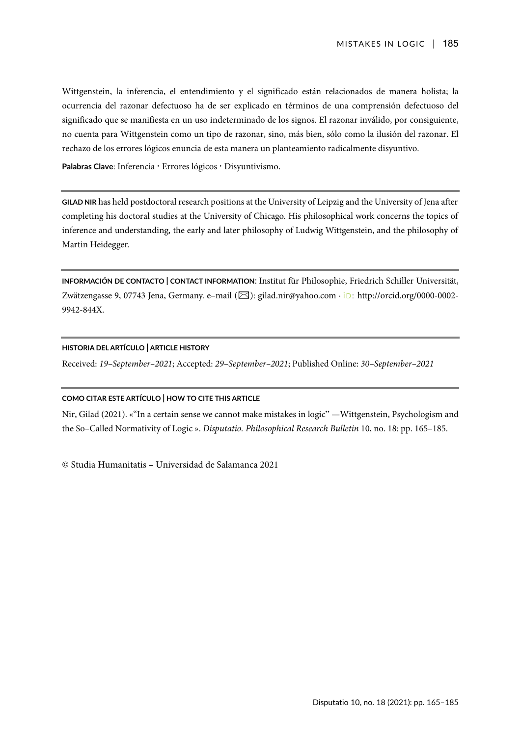Wittgenstein, la inferencia, el entendimiento y el significado están relacionados de manera holista; la ocurrencia del razonar defectuoso ha de ser explicado en términos de una comprensión defectuoso del significado que se manifiesta en un uso indeterminado de los signos. El razonar inválido, por consiguiente, no cuenta para Wittgenstein como un tipo de razonar, sino, más bien, sólo como la ilusión del razonar. El rechazo de los errores lógicos enuncia de esta manera un planteamiento radicalmente disyuntivo.

**Palabras Clave**: Inferencia · Errores lógicos · Disyuntivismo.

---

**GILAD NIR** has held postdoctoral research positions at the University of Leipzig and the University of Jena after completing his doctoral studies at the University of Chicago. His philosophical work concerns the topics of inference and understanding, the early and later philosophy of Ludwig Wittgenstein, and the philosophy of Martin Heidegger.

---

**INFORMACIÓN DE CONTACTO | CONTACT INFORMATION**: Institut für Philosophie, Friedrich Schiller Universität, Zwätzengasse 9, 07743 Jena, Germany. e–mail (✉): gilad.nir@yahoo.com · iD: http://orcid.org/0000-0002-9942-844X.

---

**HISTORIA DEL ARTÍCULO | ARTICLE HISTORY**

Received: *19–September–2021*; Accepted: *29–September–2021*; Published Online: *30–September–2021*

---

**COMO CITAR ESTE ARTÍCULO | HOW TO CITE THIS ARTICLE**

Nir, Gilad (2021). «"In a certain sense we cannot make mistakes in logic" —Wittgenstein, Psychologism and the So–Called Normativity of Logic ». *Disputatio. Philosophical Research Bulletin* 10, no. 18: pp. 165–185.

© Studia Humanitatis – Universidad de Salamanca 2021